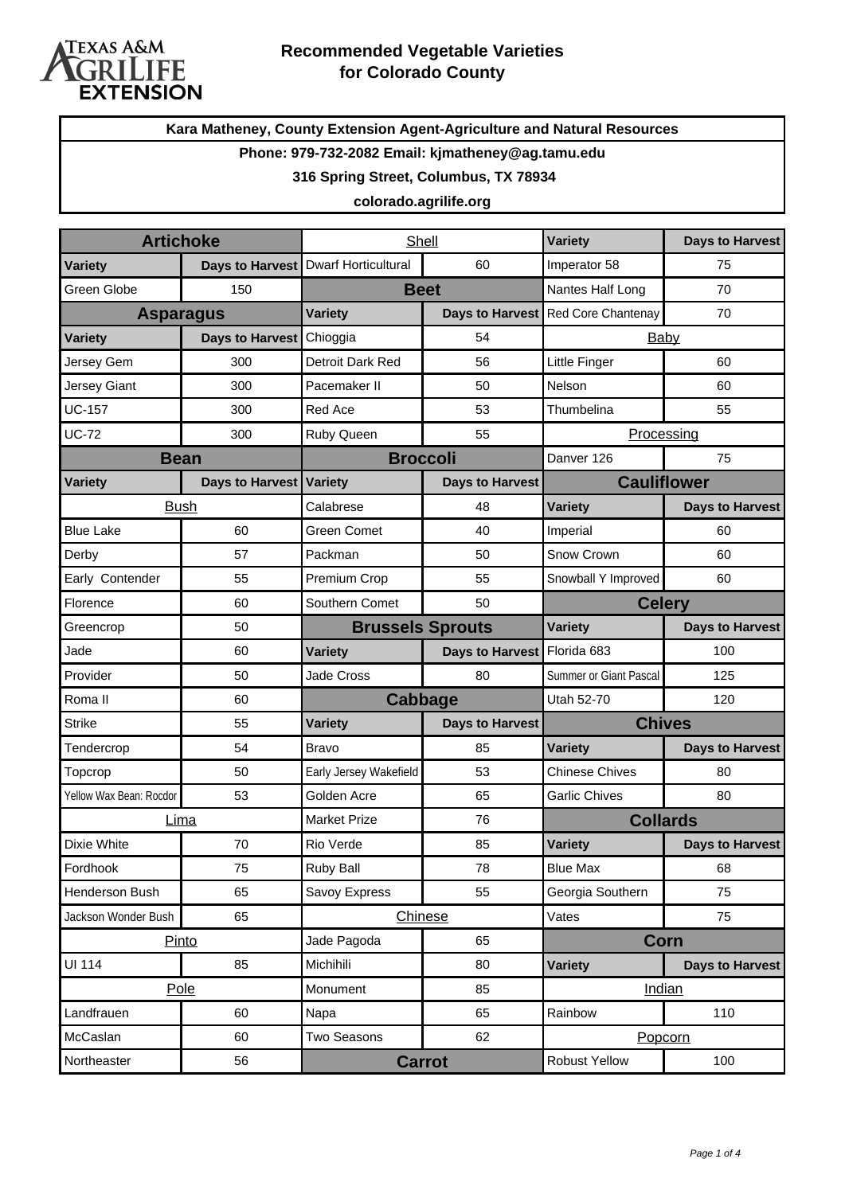# Recommended Vegetable Varieties for Colorado County

**Kara Matheney, County Extension Agent-Agriculture and Natural Resources**

**Phone: 979-732-2082 Email: kjmatheney@ag.tamu.edu**

**316 Spring Street, Columbus, TX 78934**

**colorado.agrilife.org**

## Artichoke

| Variety | Days to Harvest |
| --- | --- |
| Green Globe | 150 |

## Asparagus

| Variety | Days to Harvest |
| --- | --- |
| Jersey Gem | 300 |
| Jersey Giant | 300 |
| UC-157 | 300 |
| UC-72 | 300 |

## Bean

| Variety | Days to Harvest |
| --- | --- |
| **Bush** | |
| Blue Lake | 60 |
| Derby | 57 |
| Early Contender | 55 |
| Florence | 60 |
| Greencrop | 50 |
| Jade | 60 |
| Provider | 50 |
| Roma II | 60 |
| Strike | 55 |
| Tendercrop | 54 |
| Topcrop | 50 |
| Yellow Wax Bean: Rocdor | 53 |
| **Lima** | |
| Dixie White | 70 |
| Fordhook | 75 |
| Henderson Bush | 65 |
| Jackson Wonder Bush | 65 |
| **Pinto** | |
| UI 114 | 85 |
| **Pole** | |
| Landfrauen | 60 |
| McCaslan | 60 |
| Northeaster | 56 |
| **Shell** | |
| Dwarf Horticultural | 60 |

## Beet

| Variety | Days to Harvest |
| --- | --- |
| Chioggia | 54 |
| Detroit Dark Red | 56 |
| Pacemaker II | 50 |
| Red Ace | 53 |
| Ruby Queen | 55 |

## Broccoli

| Variety | Days to Harvest |
| --- | --- |
| Calabrese | 48 |
| Green Comet | 40 |
| Packman | 50 |
| Premium Crop | 55 |
| Southern Comet | 50 |

## Brussels Sprouts

| Variety | Days to Harvest |
| --- | --- |
| Jade Cross | 80 |

## Cabbage

| Variety | Days to Harvest |
| --- | --- |
| Bravo | 85 |
| Early Jersey Wakefield | 53 |
| Golden Acre | 65 |
| Market Prize | 76 |
| Rio Verde | 85 |
| Ruby Ball | 78 |
| Savoy Express | 55 |
| **Chinese** | |
| Jade Pagoda | 65 |
| Michihili | 80 |
| Monument | 85 |
| Napa | 65 |
| Two Seasons | 62 |

## Carrot

| Variety | Days to Harvest |
| --- | --- |
| Imperator 58 | 75 |
| Nantes Half Long | 70 |
| Red Core Chantenay | 70 |
| **Baby** | |
| Little Finger | 60 |
| Nelson | 60 |
| Thumbelina | 55 |
| **Processing** | |
| Danver 126 | 75 |

## Cauliflower

| Variety | Days to Harvest |
| --- | --- |
| Imperial | 60 |
| Snow Crown | 60 |
| Snowball Y Improved | 60 |

## Celery

| Variety | Days to Harvest |
| --- | --- |
| Florida 683 | 100 |
| Summer or Giant Pascal | 125 |
| Utah 52-70 | 120 |

## Chives

| Variety | Days to Harvest |
| --- | --- |
| Chinese Chives | 80 |
| Garlic Chives | 80 |

## Collards

| Variety | Days to Harvest |
| --- | --- |
| Blue Max | 68 |
| Georgia Southern | 75 |
| Vates | 75 |

## Corn

| Variety | Days to Harvest |
| --- | --- |
| **Indian** | |
| Rainbow | 110 |
| **Popcorn** | |
| Robust Yellow | 100 |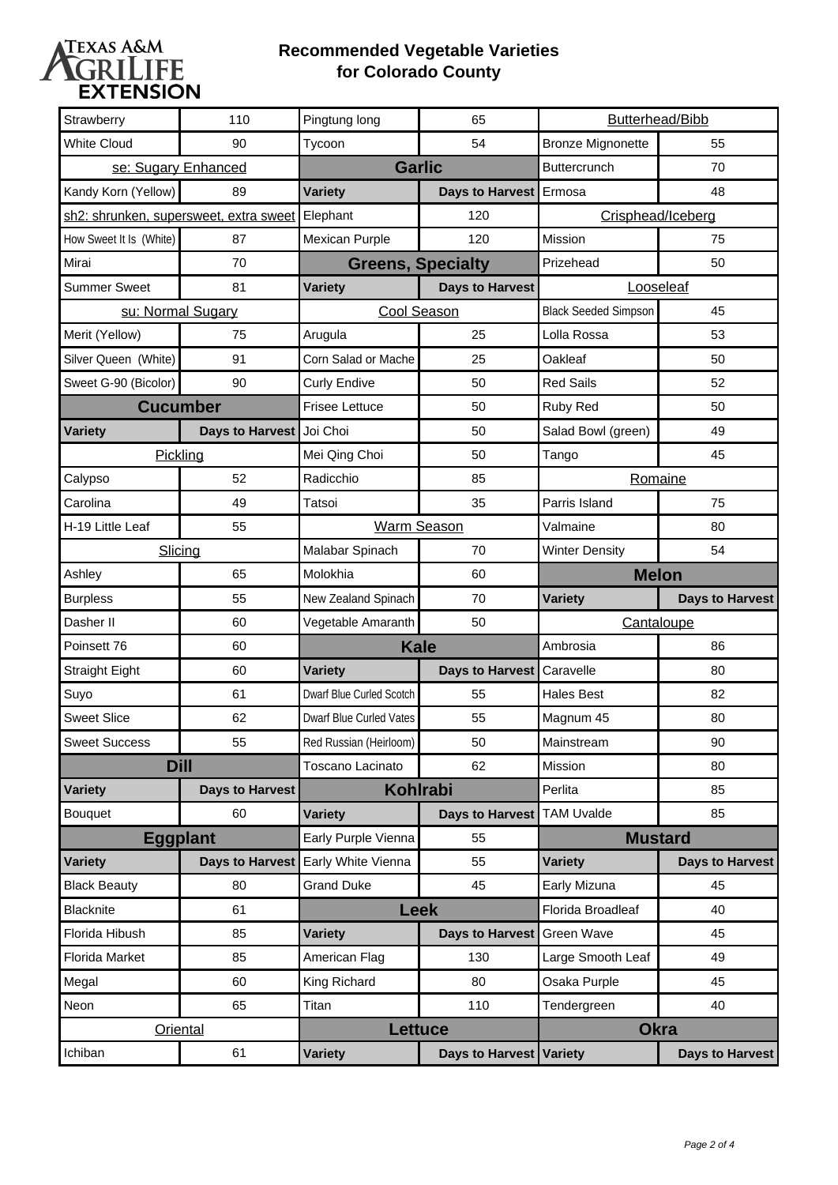# Recommended Vegetable Varieties for Colorado County

| Variety | Days to Harvest |
|---|---|
| Strawberry | 110 |
| White Cloud | 90 |
| **se: Sugary Enhanced** | |
| Kandy Korn (Yellow) | 89 |
| **sh2: shrunken, supersweet, extra sweet** | |
| How Sweet It Is (White) | 87 |
| Mirai | 70 |
| Summer Sweet | 81 |
| **su: Normal Sugary** | |
| Merit (Yellow) | 75 |
| Silver Queen (White) | 91 |
| Sweet G-90 (Bicolor) | 90 |

## Cucumber

| Variety | Days to Harvest |
|---|---|
| **Pickling** | |
| Calypso | 52 |
| Carolina | 49 |
| H-19 Little Leaf | 55 |
| **Slicing** | |
| Ashley | 65 |
| Burpless | 55 |
| Dasher II | 60 |
| Poinsett 76 | 60 |
| Straight Eight | 60 |
| Suyo | 61 |
| Sweet Slice | 62 |
| Sweet Success | 55 |

## Dill

| Variety | Days to Harvest |
|---|---|
| Bouquet | 60 |

## Eggplant

| Variety | Days to Harvest |
|---|---|
| Black Beauty | 80 |
| Blacknite | 61 |
| Florida Hibush | 85 |
| Florida Market | 85 |
| Megal | 60 |
| Neon | 65 |
| **Oriental** | |
| Ichiban | 61 |
| Pingtung long | 65 |
| Tycoon | 54 |

## Garlic

| Variety | Days to Harvest |
|---|---|
| Elephant | 120 |
| Mexican Purple | 120 |

## Greens, Specialty

| Variety | Days to Harvest |
|---|---|
| **Cool Season** | |
| Arugula | 25 |
| Corn Salad or Mache | 25 |
| Curly Endive | 50 |
| Frisee Lettuce | 50 |
| Joi Choi | 50 |
| Mei Qing Choi | 50 |
| Radicchio | 85 |
| Tatsoi | 35 |
| **Warm Season** | |
| Malabar Spinach | 70 |
| Molokhia | 60 |
| New Zealand Spinach | 70 |
| Vegetable Amaranth | 50 |

## Kale

| Variety | Days to Harvest |
|---|---|
| Dwarf Blue Curled Scotch | 55 |
| Dwarf Blue Curled Vates | 55 |
| Red Russian (Heirloom) | 50 |
| Toscano Lacinato | 62 |

## Kohlrabi

| Variety | Days to Harvest |
|---|---|
| Early Purple Vienna | 55 |
| Early White Vienna | 55 |
| Grand Duke | 45 |

## Leek

| Variety | Days to Harvest |
|---|---|
| American Flag | 130 |
| King Richard | 80 |
| Titan | 110 |

## Lettuce

| Variety | Days to Harvest |
|---|---|
| **Butterhead/Bibb** | |
| Bronze Mignonette | 55 |
| Buttercrunch | 70 |
| Ermosa | 48 |
| **Crisphead/Iceberg** | |
| Mission | 75 |
| Prizehead | 50 |
| **Looseleaf** | |
| Black Seeded Simpson | 45 |
| Lolla Rossa | 53 |
| Oakleaf | 50 |
| Red Sails | 52 |
| Ruby Red | 50 |
| Salad Bowl (green) | 49 |
| Tango | 45 |
| **Romaine** | |
| Parris Island | 75 |
| Valmaine | 80 |
| Winter Density | 54 |

## Melon

| Variety | Days to Harvest |
|---|---|
| **Cantaloupe** | |
| Ambrosia | 86 |
| Caravelle | 80 |
| Hales Best | 82 |
| Magnum 45 | 80 |
| Mainstream | 90 |
| Mission | 80 |
| Perlita | 85 |
| TAM Uvalde | 85 |

## Mustard

| Variety | Days to Harvest |
|---|---|
| Early Mizuna | 45 |
| Florida Broadleaf | 40 |
| Green Wave | 45 |
| Large Smooth Leaf | 49 |
| Osaka Purple | 45 |
| Tendergreen | 40 |

## Okra

| Variety | Days to Harvest |
|---|---|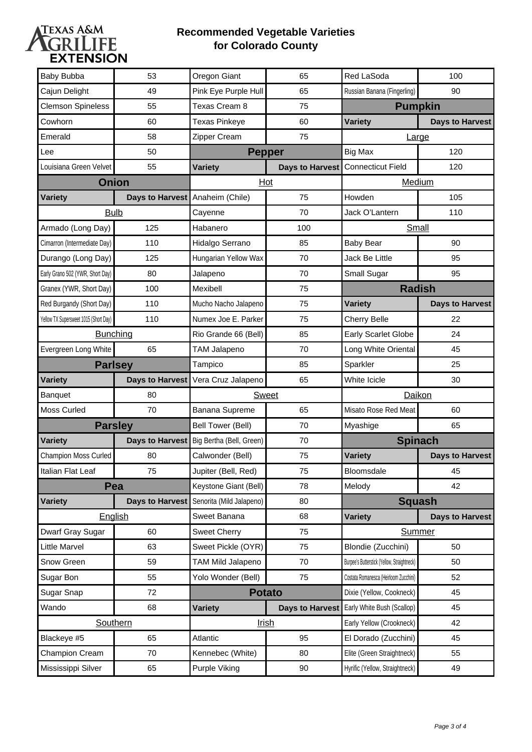# Recommended Vegetable Varieties for Colorado County

| Variety | Days to Harvest |
|---|---|
| Baby Bubba | 53 |
| Cajun Delight | 49 |
| Clemson Spineless | 55 |
| Cowhorn | 60 |
| Emerald | 58 |
| Lee | 50 |
| Louisiana Green Velvet | 55 |

## Onion

| Variety | Days to Harvest |
|---|---|
| ***Bulb*** | |
| Armado (Long Day) | 125 |
| Cimarron (Intermediate Day) | 110 |
| Durango (Long Day) | 125 |
| Early Grano 502 (YWR, Short Day) | 80 |
| Granex (YWR, Short Day) | 100 |
| Red Burgandy (Short Day) | 110 |
| Yellow TX Supersweet 1015 (Short Day) | 110 |
| ***Bunching*** | |
| Evergreen Long White | 65 |

## Parlsey

| Variety | Days to Harvest |
|---|---|
| Banquet | 80 |
| Moss Curled | 70 |

## Parsley

| Variety | Days to Harvest |
|---|---|
| Champion Moss Curled | 80 |
| Italian Flat Leaf | 75 |

## Pea

| Variety | Days to Harvest |
|---|---|
| ***English*** | |
| Dwarf Gray Sugar | 60 |
| Little Marvel | 63 |
| Snow Green | 59 |
| Sugar Bon | 55 |
| Sugar Snap | 72 |
| Wando | 68 |
| ***Southern*** | |
| Blackeye #5 | 65 |
| Champion Cream | 70 |
| Mississippi Silver | 65 |
| Oregon Giant | 65 |
| Pink Eye Purple Hull | 65 |
| Texas Cream 8 | 75 |
| Texas Pinkeye | 60 |
| Zipper Cream | 75 |

## Pepper

| Variety | Days to Harvest |
|---|---|
| ***Hot*** | |
| Anaheim (Chile) | 75 |
| Cayenne | 70 |
| Habanero | 100 |
| Hidalgo Serrano | 85 |
| Hungarian Yellow Wax | 70 |
| Jalapeno | 70 |
| Mexibell | 75 |
| Mucho Nacho Jalapeno | 75 |
| Numex Joe E. Parker | 75 |
| Rio Grande 66 (Bell) | 85 |
| TAM Jalapeno | 70 |
| Tampico | 85 |
| Vera Cruz Jalapeno | 65 |
| ***Sweet*** | |
| Banana Supreme | 65 |
| Bell Tower (Bell) | 70 |
| Big Bertha (Bell, Green) | 70 |
| Calwonder (Bell) | 75 |
| Jupiter (Bell, Red) | 75 |
| Keystone Giant (Bell) | 78 |
| Senorita (Mild Jalapeno) | 80 |
| Sweet Banana | 68 |
| Sweet Cherry | 75 |
| Sweet Pickle (OYR) | 75 |
| TAM Mild Jalapeno | 70 |
| Yolo Wonder (Bell) | 75 |

## Potato

| Variety | Days to Harvest |
|---|---|
| ***Irish*** | |
| Atlantic | 95 |
| Kennebec (White) | 80 |
| Purple Viking | 90 |
| Red LaSoda | 100 |
| Russian Banana (Fingerling) | 90 |

## Pumpkin

| Variety | Days to Harvest |
|---|---|
| ***Large*** | |
| Big Max | 120 |
| Connecticut Field | 120 |
| ***Medium*** | |
| Howden | 105 |
| Jack O'Lantern | 110 |
| ***Small*** | |
| Baby Bear | 90 |
| Jack Be Little | 95 |
| Small Sugar | 95 |

## Radish

| Variety | Days to Harvest |
|---|---|
| Cherry Belle | 22 |
| Early Scarlet Globe | 24 |
| Long White Oriental | 45 |
| Sparkler | 25 |
| White Icicle | 30 |
| ***Daikon*** | |
| Misato Rose Red Meat | 60 |
| Myashige | 65 |

## Spinach

| Variety | Days to Harvest |
|---|---|
| Bloomsdale | 45 |
| Melody | 42 |

## Squash

| Variety | Days to Harvest |
|---|---|
| ***Summer*** | |
| Blondie (Zucchini) | 50 |
| Burpee's Butterstick (Yellow, Straightneck) | 50 |
| Costata Romanesca (Heirloom Zucchini) | 52 |
| Dixie (Yellow, Cookneck) | 45 |
| Early White Bush (Scallop) | 45 |
| Early Yellow (Crookneck) | 42 |
| El Dorado (Zucchini) | 45 |
| Elite (Green Straightneck) | 55 |
| Hyrific (Yellow, Straightneck) | 49 |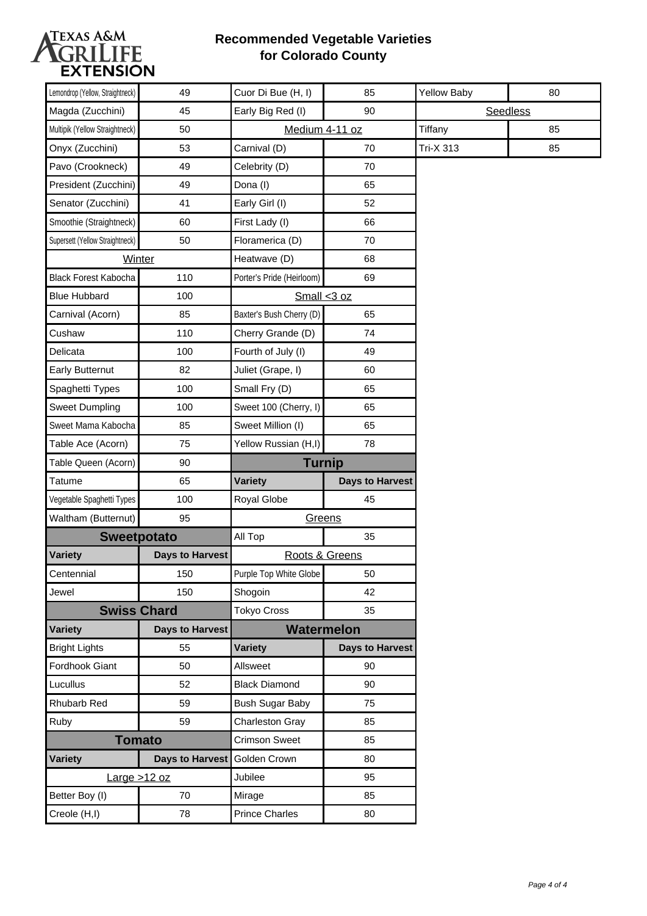# Recommended Vegetable Varieties for Colorado County

| | |
|---|---|
| Lemondrop (Yellow, Straightneck) | 49 |
| Magda (Zucchini) | 45 |
| Multipik (Yellow Straightneck) | 50 |
| Onyx (Zucchini) | 53 |
| Pavo (Crookneck) | 49 |
| President (Zucchini) | 49 |
| Senator (Zucchini) | 41 |
| Smoothie (Straightneck) | 60 |
| Supersett (Yellow Straightneck) | 50 |
| Winter | |
| Black Forest Kabocha | 110 |
| Blue Hubbard | 100 |
| Carnival (Acorn) | 85 |
| Cushaw | 110 |
| Delicata | 100 |
| Early Butternut | 82 |
| Spaghetti Types | 100 |
| Sweet Dumpling | 100 |
| Sweet Mama Kabocha | 85 |
| Table Ace (Acorn) | 75 |
| Table Queen (Acorn) | 90 |
| Tatume | 65 |
| Vegetable Spaghetti Types | 100 |
| Waltham (Butternut) | 95 |

## Sweetpotato

| Variety | Days to Harvest |
|---|---|
| Centennial | 150 |
| Jewel | 150 |

## Swiss Chard

| Variety | Days to Harvest |
|---|---|
| Bright Lights | 55 |
| Fordhook Giant | 50 |
| Lucullus | 52 |
| Rhubarb Red | 59 |
| Ruby | 59 |

## Tomato

| Variety | Days to Harvest |
|---|---|
| Large >12 oz | |
| Better Boy (I) | 70 |
| Creole (H,I) | 78 |
| Cuor Di Bue (H, I) | 85 |
| Early Big Red (I) | 90 |
| Medium 4-11 oz | |
| Carnival (D) | 70 |
| Celebrity (D) | 70 |
| Dona (I) | 65 |
| Early Girl (I) | 52 |
| First Lady (I) | 66 |
| Floramerica (D) | 70 |
| Heatwave (D) | 68 |
| Porter's Pride (Heirloom) | 69 |
| Small <3 oz | |
| Baxter's Bush Cherry (D) | 65 |
| Cherry Grande (D) | 74 |
| Fourth of July (I) | 49 |
| Juliet (Grape, I) | 60 |
| Small Fry (D) | 65 |
| Sweet 100 (Cherry, I) | 65 |
| Sweet Million (I) | 65 |
| Yellow Russian (H,I) | 78 |

## Turnip

| Variety | Days to Harvest |
|---|---|
| Royal Globe | 45 |
| Greens | |
| All Top | 35 |
| Roots & Greens | |
| Purple Top White Globe | 50 |
| Shogoin | 42 |
| Tokyo Cross | 35 |

## Watermelon

| Variety | Days to Harvest |
|---|---|
| Allsweet | 90 |
| Black Diamond | 90 |
| Bush Sugar Baby | 75 |
| Charleston Gray | 85 |
| Crimson Sweet | 85 |
| Golden Crown | 80 |
| Jubilee | 95 |
| Mirage | 85 |
| Prince Charles | 80 |
| Yellow Baby | 80 |
| Seedless | |
| Tiffany | 85 |
| Tri-X 313 | 85 |